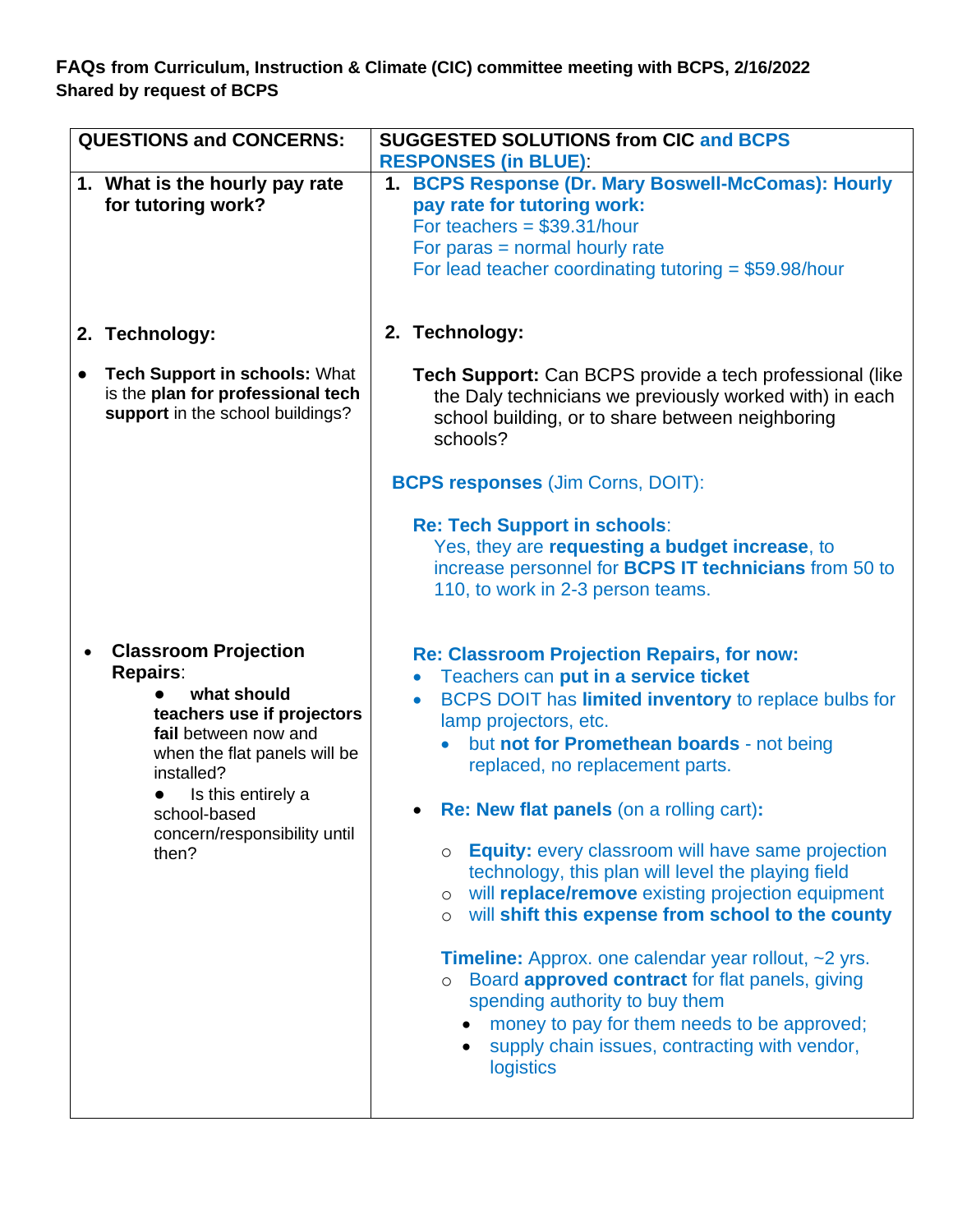**FAQs from Curriculum, Instruction & Climate (CIC) committee meeting with BCPS, 2/16/2022**
**Shared by request of BCPS**

| QUESTIONS and CONCERNS: | SUGGESTED SOLUTIONS from CIC and BCPS RESPONSES (in BLUE): |
|---|---|
| **1. What is the hourly pay rate for tutoring work?** | **1. BCPS Response (Dr. Mary Boswell-McComas): Hourly pay rate for tutoring work:**<br>For teachers = $39.31/hour<br>For paras = normal hourly rate<br>For lead teacher coordinating tutoring = $59.98/hour |
| **2. Technology:**<br><br>● **Tech Support in schools:** What is the **plan for professional tech support** in the school buildings? | **2. Technology:**<br><br>**Tech Support:** Can BCPS provide a tech professional (like the Daly technicians we previously worked with) in each school building, or to share between neighboring schools?<br><br>**BCPS responses** (Jim Corns, DOIT):<br><br>**Re: Tech Support in schools**:<br>Yes, they are **requesting a budget increase**, to increase personnel for **BCPS IT technicians** from 50 to 110, to work in 2-3 person teams. |
| • **Classroom Projection Repairs**:<br>● **what should teachers use if projectors fail** between now and when the flat panels will be installed?<br>● Is this entirely a school-based concern/responsibility until then? | **Re: Classroom Projection Repairs, for now:**<br>• Teachers can **put in a service ticket**<br>• BCPS DOIT has **limited inventory** to replace bulbs for lamp projectors, etc.<br>• but **not for Promethean boards** - not being replaced, no replacement parts.<br><br>• **Re: New flat panels** (on a rolling cart)**:**<br>○ **Equity:** every classroom will have same projection technology, this plan will level the playing field<br>○ will **replace/remove** existing projection equipment<br>○ will **shift this expense from school to the county**<br><br>**Timeline:** Approx. one calendar year rollout, ~2 yrs.<br>○ Board **approved contract** for flat panels, giving spending authority to buy them<br>• money to pay for them needs to be approved;<br>• supply chain issues, contracting with vendor, logistics |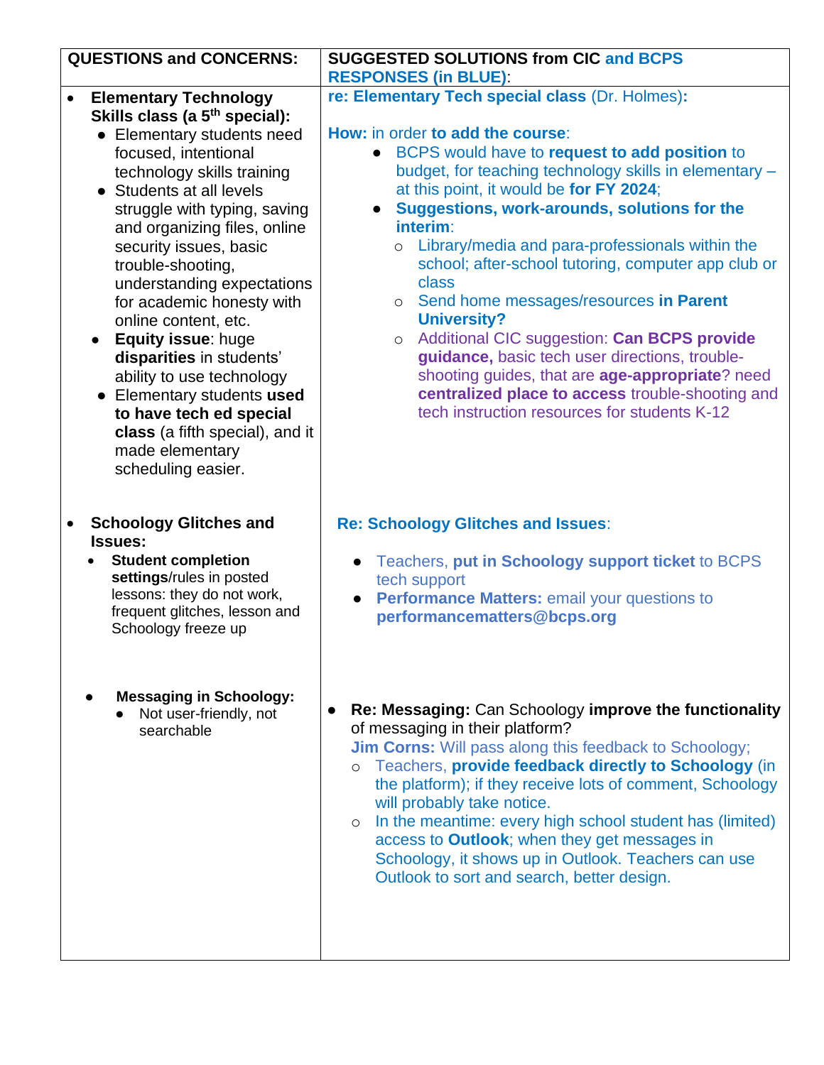| QUESTIONS and CONCERNS: | SUGGESTED SOLUTIONS from CIC and BCPS RESPONSES (in BLUE): |
| --- | --- |
| • **Elementary Technology Skills class (a 5th special):**<br>• Elementary students need focused, intentional technology skills training<br>• Students at all levels struggle with typing, saving and organizing files, online security issues, basic trouble-shooting, understanding expectations for academic honesty with online content, etc.<br>• **Equity issue**: huge **disparities** in students' ability to use technology<br>• Elementary students **used to have tech ed special class** (a fifth special), and it made elementary scheduling easier. | **re: Elementary Tech special class** (Dr. Holmes)**:**<br><br>**How:** in order **to add the course**:<br>• BCPS would have to **request to add position** to budget, for teaching technology skills in elementary – at this point, it would be **for FY 2024**;<br>• **Suggestions, work-arounds, solutions for the interim**:<br>○ Library/media and para-professionals within the school; after-school tutoring, computer app club or class<br>○ Send home messages/resources **in Parent University?**<br>○ Additional CIC suggestion: **Can BCPS provide guidance,** basic tech user directions, trouble-shooting guides, that are **age-appropriate**? need **centralized place to access** trouble-shooting and tech instruction resources for students K-12 |
| • **Schoology Glitches and Issues:**<br>• **Student completion settings**/rules in posted lessons: they do not work, frequent glitches, lesson and Schoology freeze up | **Re: Schoology Glitches and Issues**:<br><br>• Teachers, **put in Schoology support ticket** to BCPS tech support<br>• **Performance Matters:** email your questions to **performancematters@bcps.org** |
| • **Messaging in Schoology:**<br>• Not user-friendly, not searchable | • **Re: Messaging:** Can Schoology **improve the functionality** of messaging in their platform?<br>**Jim Corns:** Will pass along this feedback to Schoology;<br>○ Teachers, **provide feedback directly to Schoology** (in the platform); if they receive lots of comment, Schoology will probably take notice.<br>○ In the meantime: every high school student has (limited) access to **Outlook**; when they get messages in Schoology, it shows up in Outlook. Teachers can use Outlook to sort and search, better design. |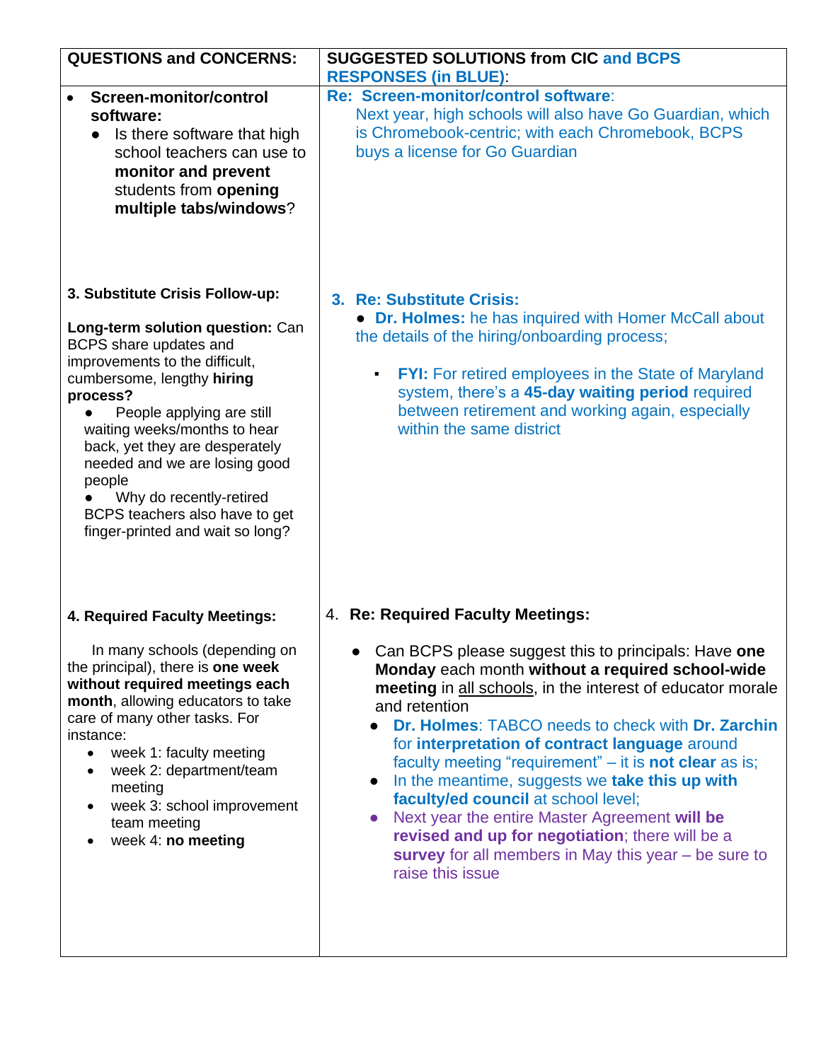| QUESTIONS and CONCERNS: | SUGGESTED SOLUTIONS from CIC and BCPS RESPONSES (in BLUE): |
|---|---|
| • **Screen-monitor/control software:**<br>  ● Is there software that high school teachers can use to **monitor and prevent** students from **opening multiple tabs/windows**? | **Re: Screen-monitor/control software**:<br>Next year, high schools will also have Go Guardian, which is Chromebook-centric; with each Chromebook, BCPS buys a license for Go Guardian |
| **3. Substitute Crisis Follow-up:**<br><br>**Long-term solution question:** Can BCPS share updates and improvements to the difficult, cumbersome, lengthy **hiring process?**<br>  ● People applying are still waiting weeks/months to hear back, yet they are desperately needed and we are losing good people<br>  ● Why do recently-retired BCPS teachers also have to get finger-printed and wait so long? | **3. Re: Substitute Crisis:**<br>  ● **Dr. Holmes:** he has inquired with Homer McCall about the details of the hiring/onboarding process;<br>    ▪ **FYI:** For retired employees in the State of Maryland system, there's a **45-day waiting period** required between retirement and working again, especially within the same district |
| **4. Required Faculty Meetings:**<br><br>In many schools (depending on the principal), there is **one week without required meetings each month**, allowing educators to take care of many other tasks. For instance:<br>  • week 1: faculty meeting<br>  • week 2: department/team meeting<br>  • week 3: school improvement team meeting<br>  • week 4: **no meeting** | 4. **Re: Required Faculty Meetings:**<br><br>  ● Can BCPS please suggest this to principals: Have **one Monday** each month **without a required school-wide meeting** in all schools, in the interest of educator morale and retention<br>    ● **Dr. Holmes**: TABCO needs to check with **Dr. Zarchin** for **interpretation of contract language** around faculty meeting "requirement" – it is **not clear** as is;<br>    ● In the meantime, suggests we **take this up with faculty/ed council** at school level;<br>    ● Next year the entire Master Agreement **will be revised and up for negotiation**; there will be a **survey** for all members in May this year – be sure to raise this issue |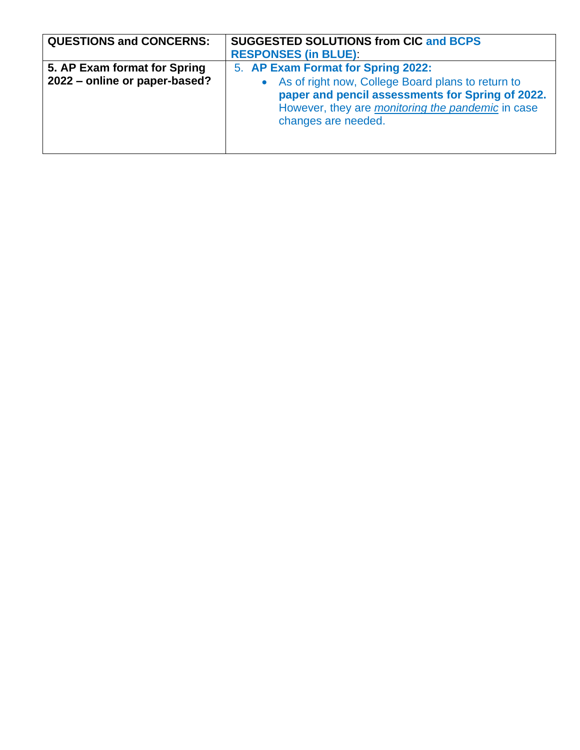| **QUESTIONS and CONCERNS:** | **SUGGESTED SOLUTIONS from CIC and BCPS RESPONSES (in BLUE)**: |
| --- | --- |
| **5. AP Exam format for Spring 2022 – online or paper-based?** | 5. **AP Exam Format for Spring 2022:**<br>• As of right now, College Board plans to return to **paper and pencil assessments for Spring of 2022.** However, they are *monitoring the pandemic* in case changes are needed. |